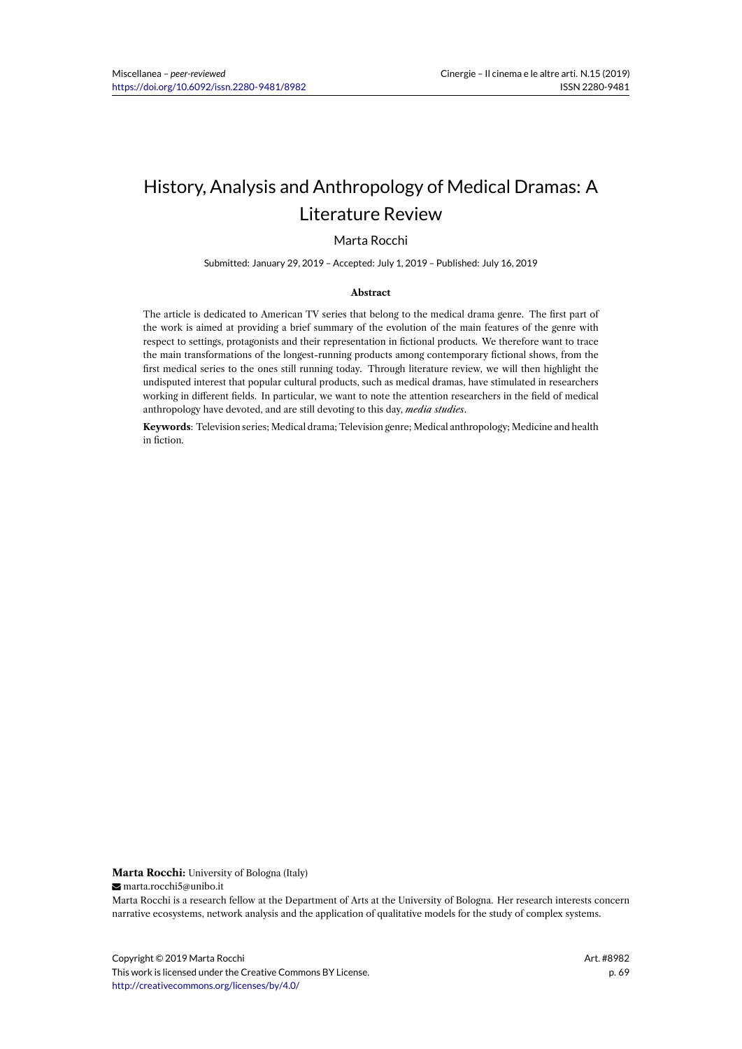# History, Analysis and Anthropology of Medical Dramas: A Literature Review

Marta Rocchi

Submitted: January 29, 2019 – Accepted: July 1, 2019 – Published: July 16, 2019

### Abstract

The article is dedicated to American TV series that belong to the medical drama genre. The first part of the work is aimed at providing a brief summary of the evolution of the main features of the genre with respect to settings, protagonists and their representation in fictional products. We therefore want to trace the main transformations of the longest-running products among contemporary fictional shows, from the first medical series to the ones still running today. Through literature review, we will then highlight the undisputed interest that popular cultural products, such as medical dramas, have stimulated in researchers working in different fields. In particular, we want to note the attention researchers in the field of medical anthropology have devoted, and are still devoting to this day, ***media studies***.

**Keywords**: Television series; Medical drama; Television genre; Medical anthropology; Medicine and health in fiction.

**Marta Rocchi:** University of Bologna (Italy)

marta.rocchi5@unibo.it

Marta Rocchi is a research fellow at the Department of Arts at the University of Bologna. Her research interests concern narrative ecosystems, network analysis and the application of qualitative models for the study of complex systems.

Copyright © 2019 Marta Rocchi
This work is licensed under the Creative Commons BY License.
http://creativecommons.org/licenses/by/4.0/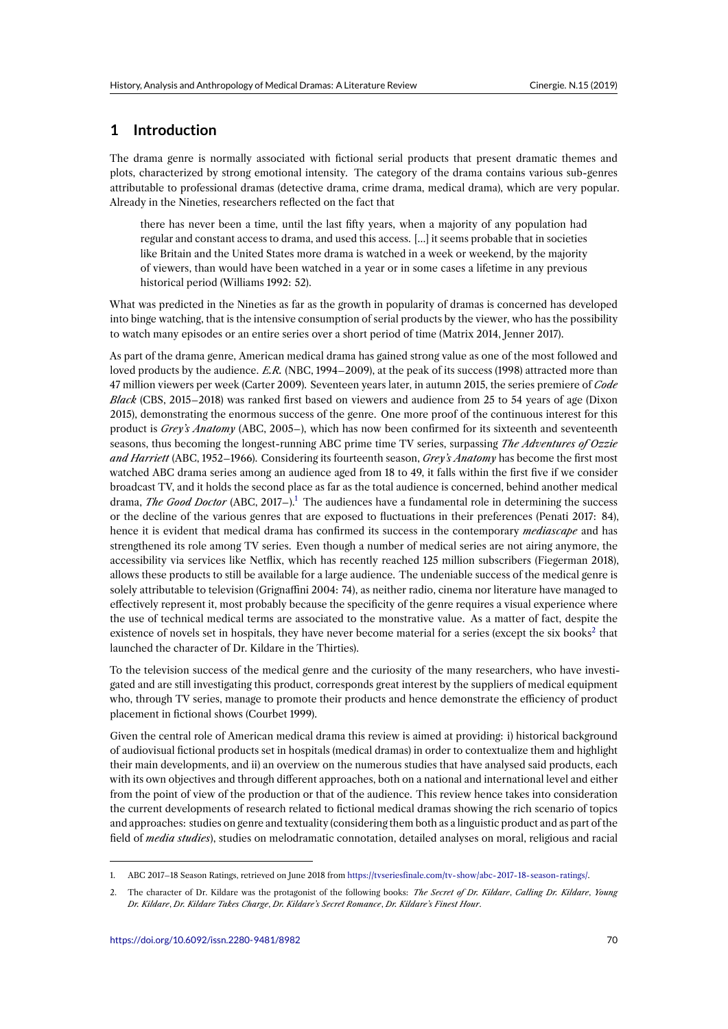## 1 Introduction

The drama genre is normally associated with fictional serial products that present dramatic themes and plots, characterized by strong emotional intensity. The category of the drama contains various sub-genres attributable to professional dramas (detective drama, crime drama, medical drama), which are very popular. Already in the Nineties, researchers reflected on the fact that

> there has never been a time, until the last fifty years, when a majority of any population had regular and constant access to drama, and used this access. [...] it seems probable that in societies like Britain and the United States more drama is watched in a week or weekend, by the majority of viewers, than would have been watched in a year or in some cases a lifetime in any previous historical period (Williams 1992: 52).

What was predicted in the Nineties as far as the growth in popularity of dramas is concerned has developed into binge watching, that is the intensive consumption of serial products by the viewer, who has the possibility to watch many episodes or an entire series over a short period of time (Matrix 2014, Jenner 2017).

As part of the drama genre, American medical drama has gained strong value as one of the most followed and loved products by the audience. *E.R.* (NBC, 1994–2009), at the peak of its success (1998) attracted more than 47 million viewers per week (Carter 2009). Seventeen years later, in autumn 2015, the series premiere of *Code Black* (CBS, 2015–2018) was ranked first based on viewers and audience from 25 to 54 years of age (Dixon 2015), demonstrating the enormous success of the genre. One more proof of the continuous interest for this product is *Grey's Anatomy* (ABC, 2005–), which has now been confirmed for its sixteenth and seventeenth seasons, thus becoming the longest-running ABC prime time TV series, surpassing *The Adventures of Ozzie and Harriett* (ABC, 1952–1966). Considering its fourteenth season, *Grey's Anatomy* has become the first most watched ABC drama series among an audience aged from 18 to 49, it falls within the first five if we consider broadcast TV, and it holds the second place as far as the total audience is concerned, behind another medical drama, *The Good Doctor* (ABC, 2017–).[1] The audiences have a fundamental role in determining the success or the decline of the various genres that are exposed to fluctuations in their preferences (Penati 2017: 84), hence it is evident that medical drama has confirmed its success in the contemporary *mediascape* and has strengthened its role among TV series. Even though a number of medical series are not airing anymore, the accessibility via services like Netflix, which has recently reached 125 million subscribers (Fiegerman 2018), allows these products to still be available for a large audience. The undeniable success of the medical genre is solely attributable to television (Grignaffini 2004: 74), as neither radio, cinema nor literature have managed to effectively represent it, most probably because the specificity of the genre requires a visual experience where the use of technical medical terms are associated to the monstrative value. As a matter of fact, despite the existence of novels set in hospitals, they have never become material for a series (except the six books[2] that launched the character of Dr. Kildare in the Thirties).

To the television success of the medical genre and the curiosity of the many researchers, who have investigated and are still investigating this product, corresponds great interest by the suppliers of medical equipment who, through TV series, manage to promote their products and hence demonstrate the efficiency of product placement in fictional shows (Courbet 1999).

Given the central role of American medical drama this review is aimed at providing: i) historical background of audiovisual fictional products set in hospitals (medical dramas) in order to contextualize them and highlight their main developments, and ii) an overview on the numerous studies that have analysed said products, each with its own objectives and through different approaches, both on a national and international level and either from the point of view of the production or that of the audience. This review hence takes into consideration the current developments of research related to fictional medical dramas showing the rich scenario of topics and approaches: studies on genre and textuality (considering them both as a linguistic product and as part of the field of *media studies*), studies on melodramatic connotation, detailed analyses on moral, religious and racial

---

1. ABC 2017–18 Season Ratings, retrieved on June 2018 from https://tvseriesfinale.com/tv-show/abc-2017-18-season-ratings/.

2. The character of Dr. Kildare was the protagonist of the following books: *The Secret of Dr. Kildare*, *Calling Dr. Kildare*, *Young Dr. Kildare*, *Dr. Kildare Takes Charge*, *Dr. Kildare's Secret Romance*, *Dr. Kildare's Finest Hour*.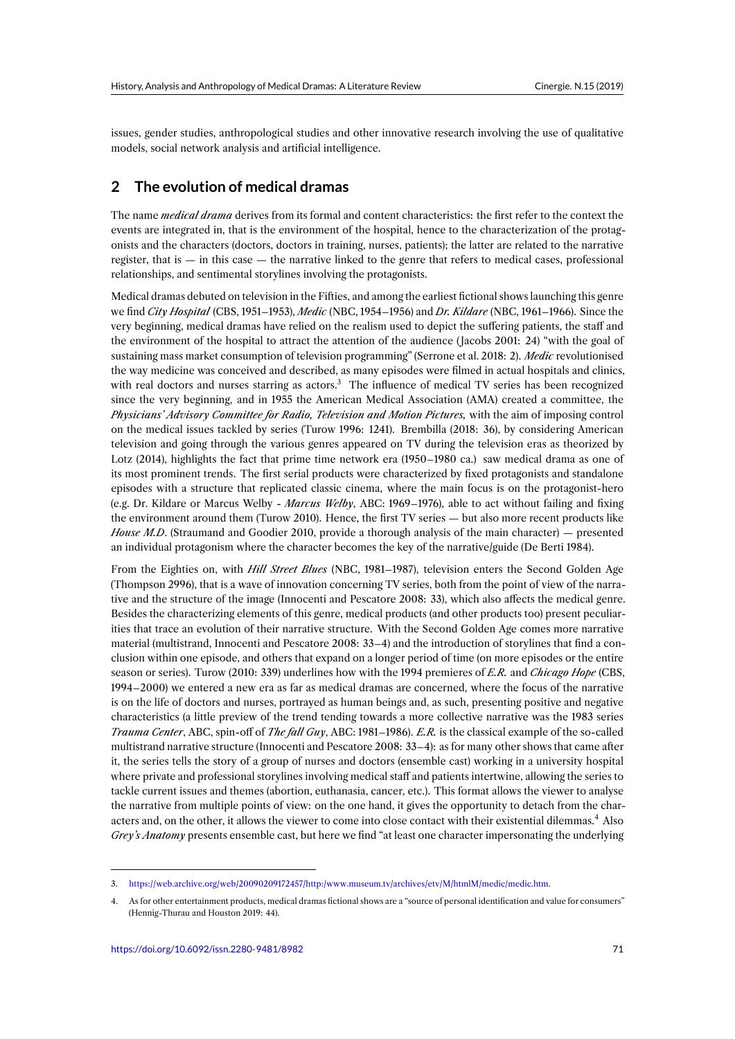issues, gender studies, anthropological studies and other innovative research involving the use of qualitative models, social network analysis and artificial intelligence.

## 2 The evolution of medical dramas

The name *medical drama* derives from its formal and content characteristics: the first refer to the context the events are integrated in, that is the environment of the hospital, hence to the characterization of the protagonists and the characters (doctors, doctors in training, nurses, patients); the latter are related to the narrative register, that is — in this case — the narrative linked to the genre that refers to medical cases, professional relationships, and sentimental storylines involving the protagonists.

Medical dramas debuted on television in the Fifties, and among the earliest fictional shows launching this genre we find *City Hospital* (CBS, 1951–1953), *Medic* (NBC, 1954–1956) and *Dr. Kildare* (NBC, 1961–1966). Since the very beginning, medical dramas have relied on the realism used to depict the suffering patients, the staff and the environment of the hospital to attract the attention of the audience (Jacobs 2001: 24) "with the goal of sustaining mass market consumption of television programming" (Serrone et al. 2018: 2). *Medic* revolutionised the way medicine was conceived and described, as many episodes were filmed in actual hospitals and clinics, with real doctors and nurses starring as actors.[3] The influence of medical TV series has been recognized since the very beginning, and in 1955 the American Medical Association (AMA) created a committee, the *Physicians' Advisory Committee for Radio, Television and Motion Pictures*, with the aim of imposing control on the medical issues tackled by series (Turow 1996: 1241). Brembilla (2018: 36), by considering American television and going through the various genres appeared on TV during the television eras as theorized by Lotz (2014), highlights the fact that prime time network era (1950–1980 ca.) saw medical drama as one of its most prominent trends. The first serial products were characterized by fixed protagonists and standalone episodes with a structure that replicated classic cinema, where the main focus is on the protagonist-hero (e.g. Dr. Kildare or Marcus Welby - *Marcus Welby*, ABC: 1969–1976), able to act without failing and fixing the environment around them (Turow 2010). Hence, the first TV series — but also more recent products like *House M.D*. (Straumand and Goodier 2010, provide a thorough analysis of the main character) — presented an individual protagonism where the character becomes the key of the narrative/guide (De Berti 1984).

From the Eighties on, with *Hill Street Blues* (NBC, 1981–1987), television enters the Second Golden Age (Thompson 2996), that is a wave of innovation concerning TV series, both from the point of view of the narrative and the structure of the image (Innocenti and Pescatore 2008: 33), which also affects the medical genre. Besides the characterizing elements of this genre, medical products (and other products too) present peculiarities that trace an evolution of their narrative structure. With the Second Golden Age comes more narrative material (multistrand, Innocenti and Pescatore 2008: 33–4) and the introduction of storylines that find a conclusion within one episode, and others that expand on a longer period of time (on more episodes or the entire season or series). Turow (2010: 339) underlines how with the 1994 premieres of *E.R.* and *Chicago Hope* (CBS, 1994–2000) we entered a new era as far as medical dramas are concerned, where the focus of the narrative is on the life of doctors and nurses, portrayed as human beings and, as such, presenting positive and negative characteristics (a little preview of the trend tending towards a more collective narrative was the 1983 series *Trauma Center*, ABC, spin-off of *The fall Guy*, ABC: 1981–1986). *E.R.* is the classical example of the so-called multistrand narrative structure (Innocenti and Pescatore 2008: 33–4): as for many other shows that came after it, the series tells the story of a group of nurses and doctors (ensemble cast) working in a university hospital where private and professional storylines involving medical staff and patients intertwine, allowing the series to tackle current issues and themes (abortion, euthanasia, cancer, etc.). This format allows the viewer to analyse the narrative from multiple points of view: on the one hand, it gives the opportunity to detach from the characters and, on the other, it allows the viewer to come into close contact with their existential dilemmas.[4] Also *Grey's Anatomy* presents ensemble cast, but here we find "at least one character impersonating the underlying

---

3. https://web.archive.org/web/20090209172457/http:/www.museum.tv/archives/etv/M/htmlM/medic/medic.htm.

4. As for other entertainment products, medical dramas fictional shows are a "source of personal identification and value for consumers" (Hennig-Thurau and Houston 2019: 44).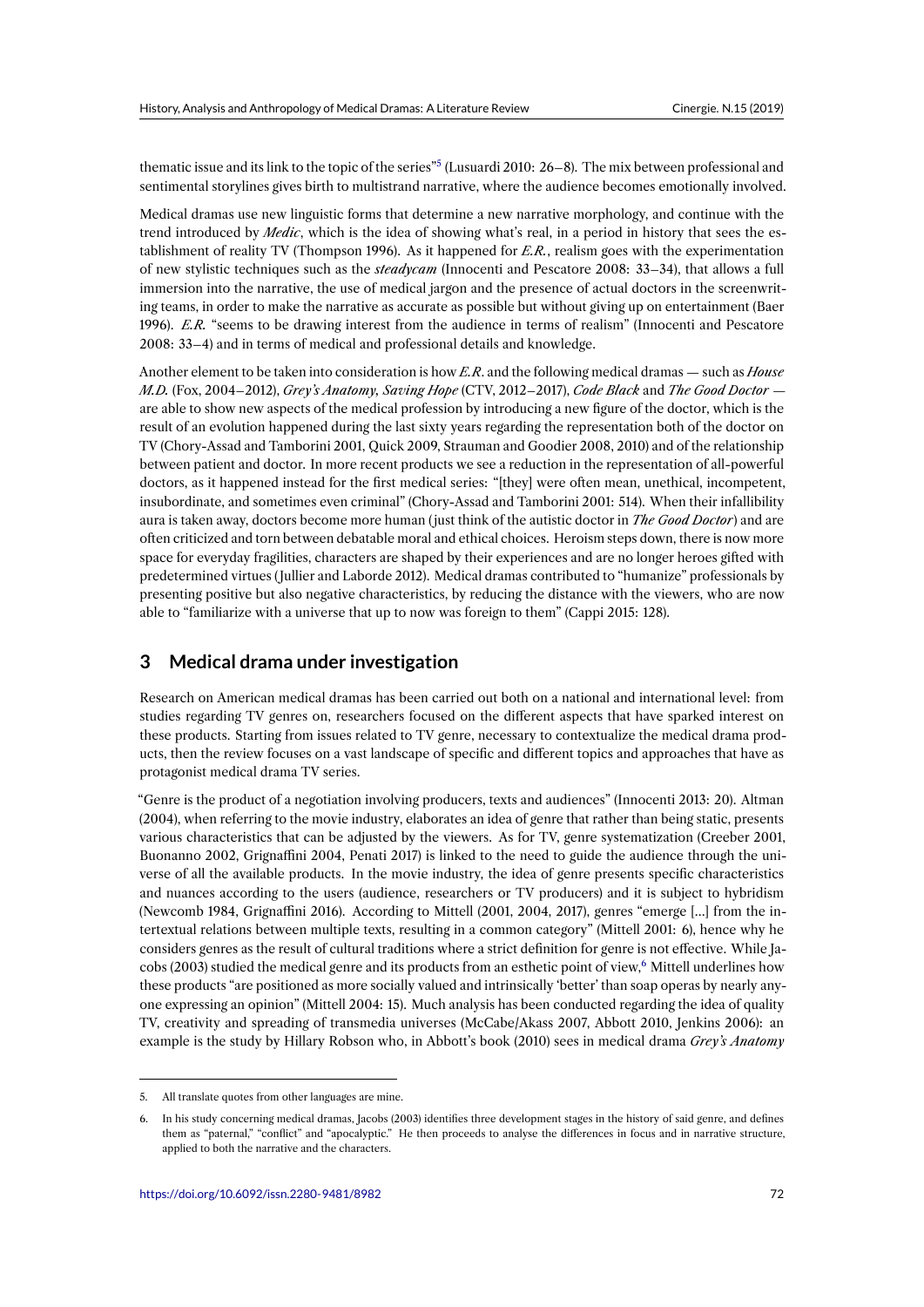thematic issue and its link to the topic of the series"[5] (Lusuardi 2010: 26–8). The mix between professional and sentimental storylines gives birth to multistrand narrative, where the audience becomes emotionally involved.

Medical dramas use new linguistic forms that determine a new narrative morphology, and continue with the trend introduced by *Medic*, which is the idea of showing what's real, in a period in history that sees the establishment of reality TV (Thompson 1996). As it happened for *E.R.*, realism goes with the experimentation of new stylistic techniques such as the *steadycam* (Innocenti and Pescatore 2008: 33–34), that allows a full immersion into the narrative, the use of medical jargon and the presence of actual doctors in the screenwriting teams, in order to make the narrative as accurate as possible but without giving up on entertainment (Baer 1996). *E.R.* "seems to be drawing interest from the audience in terms of realism" (Innocenti and Pescatore 2008: 33–4) and in terms of medical and professional details and knowledge.

Another element to be taken into consideration is how *E.R.* and the following medical dramas — such as *House M.D.* (Fox, 2004–2012), *Grey's Anatomy*, *Saving Hope* (CTV, 2012–2017), *Code Black* and *The Good Doctor* — are able to show new aspects of the medical profession by introducing a new figure of the doctor, which is the result of an evolution happened during the last sixty years regarding the representation both of the doctor on TV (Chory-Assad and Tamborini 2001, Quick 2009, Strauman and Goodier 2008, 2010) and of the relationship between patient and doctor. In more recent products we see a reduction in the representation of all-powerful doctors, as it happened instead for the first medical series: "[they] were often mean, unethical, incompetent, insubordinate, and sometimes even criminal" (Chory-Assad and Tamborini 2001: 514). When their infallibility aura is taken away, doctors become more human (just think of the autistic doctor in *The Good Doctor*) and are often criticized and torn between debatable moral and ethical choices. Heroism steps down, there is now more space for everyday fragilities, characters are shaped by their experiences and are no longer heroes gifted with predetermined virtues (Jullier and Laborde 2012). Medical dramas contributed to "humanize" professionals by presenting positive but also negative characteristics, by reducing the distance with the viewers, who are now able to "familiarize with a universe that up to now was foreign to them" (Cappi 2015: 128).

## 3 Medical drama under investigation

Research on American medical dramas has been carried out both on a national and international level: from studies regarding TV genres on, researchers focused on the different aspects that have sparked interest on these products. Starting from issues related to TV genre, necessary to contextualize the medical drama products, then the review focuses on a vast landscape of specific and different topics and approaches that have as protagonist medical drama TV series.

"Genre is the product of a negotiation involving producers, texts and audiences" (Innocenti 2013: 20). Altman (2004), when referring to the movie industry, elaborates an idea of genre that rather than being static, presents various characteristics that can be adjusted by the viewers. As for TV, genre systematization (Creeber 2001, Buonanno 2002, Grignaffini 2004, Penati 2017) is linked to the need to guide the audience through the universe of all the available products. In the movie industry, the idea of genre presents specific characteristics and nuances according to the users (audience, researchers or TV producers) and it is subject to hybridism (Newcomb 1984, Grignaffini 2016). According to Mittell (2001, 2004, 2017), genres "emerge [...] from the intertextual relations between multiple texts, resulting in a common category" (Mittell 2001: 6), hence why he considers genres as the result of cultural traditions where a strict definition for genre is not effective. While Jacobs (2003) studied the medical genre and its products from an esthetic point of view,[6] Mittell underlines how these products "are positioned as more socially valued and intrinsically 'better' than soap operas by nearly anyone expressing an opinion" (Mittell 2004: 15). Much analysis has been conducted regarding the idea of quality TV, creativity and spreading of transmedia universes (McCabe/Akass 2007, Abbott 2010, Jenkins 2006): an example is the study by Hillary Robson who, in Abbott's book (2010) sees in medical drama *Grey's Anatomy*

---

5. All translate quotes from other languages are mine.

6. In his study concerning medical dramas, Jacobs (2003) identifies three development stages in the history of said genre, and defines them as "paternal," "conflict" and "apocalyptic." He then proceeds to analyse the differences in focus and in narrative structure, applied to both the narrative and the characters.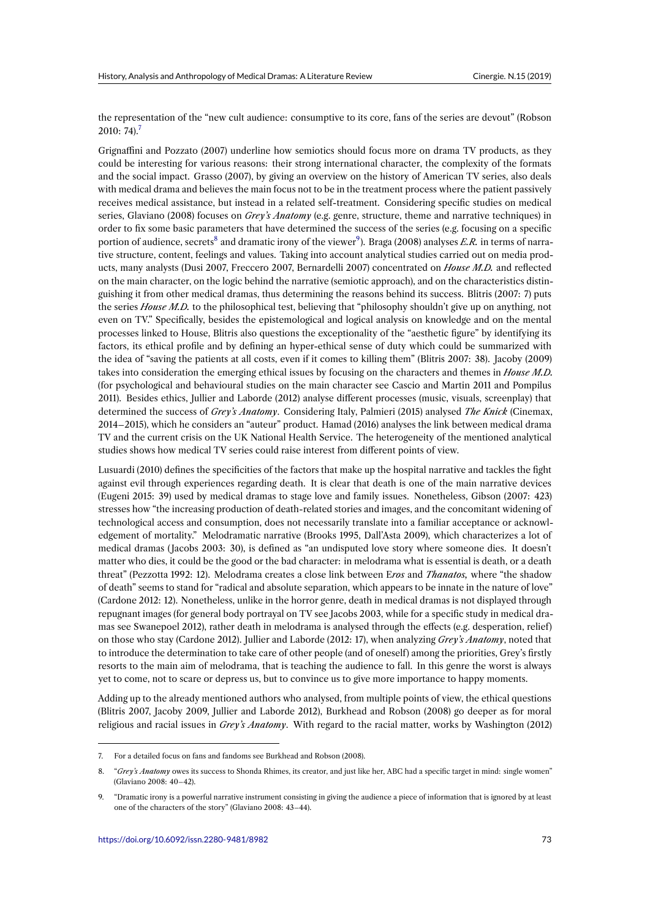the representation of the "new cult audience: consumptive to its core, fans of the series are devout" (Robson 2010: 74).[7]

Grignaffini and Pozzato (2007) underline how semiotics should focus more on drama TV products, as they could be interesting for various reasons: their strong international character, the complexity of the formats and the social impact. Grasso (2007), by giving an overview on the history of American TV series, also deals with medical drama and believes the main focus not to be in the treatment process where the patient passively receives medical assistance, but instead in a related self-treatment. Considering specific studies on medical series, Glaviano (2008) focuses on *Grey's Anatomy* (e.g. genre, structure, theme and narrative techniques) in order to fix some basic parameters that have determined the success of the series (e.g. focusing on a specific portion of audience, secrets[8] and dramatic irony of the viewer[9]). Braga (2008) analyses *E.R.* in terms of narrative structure, content, feelings and values. Taking into account analytical studies carried out on media products, many analysts (Dusi 2007, Freccero 2007, Bernardelli 2007) concentrated on *House M.D.* and reflected on the main character, on the logic behind the narrative (semiotic approach), and on the characteristics distinguishing it from other medical dramas, thus determining the reasons behind its success. Blitris (2007: 7) puts the series *House M.D.* to the philosophical test, believing that "philosophy shouldn't give up on anything, not even on TV." Specifically, besides the epistemological and logical analysis on knowledge and on the mental processes linked to House, Blitris also questions the exceptionality of the "aesthetic figure" by identifying its factors, its ethical profile and by defining an hyper-ethical sense of duty which could be summarized with the idea of "saving the patients at all costs, even if it comes to killing them" (Blitris 2007: 38). Jacoby (2009) takes into consideration the emerging ethical issues by focusing on the characters and themes in *House M.D.* (for psychological and behavioural studies on the main character see Cascio and Martin 2011 and Pompilus 2011). Besides ethics, Jullier and Laborde (2012) analyse different processes (music, visuals, screenplay) that determined the success of *Grey's Anatomy*. Considering Italy, Palmieri (2015) analysed *The Knick* (Cinemax, 2014–2015), which he considers an "auteur" product. Hamad (2016) analyses the link between medical drama TV and the current crisis on the UK National Health Service. The heterogeneity of the mentioned analytical studies shows how medical TV series could raise interest from different points of view.

Lusuardi (2010) defines the specificities of the factors that make up the hospital narrative and tackles the fight against evil through experiences regarding death. It is clear that death is one of the main narrative devices (Eugeni 2015: 39) used by medical dramas to stage love and family issues. Nonetheless, Gibson (2007: 423) stresses how "the increasing production of death-related stories and images, and the concomitant widening of technological access and consumption, does not necessarily translate into a familiar acceptance or acknowledgement of mortality." Melodramatic narrative (Brooks 1995, Dall'Asta 2009), which characterizes a lot of medical dramas (Jacobs 2003: 30), is defined as "an undisputed love story where someone dies. It doesn't matter who dies, it could be the good or the bad character: in melodrama what is essential is death, or a death threat" (Pezzotta 1992: 12). Melodrama creates a close link between E*ros* and *Thanatos*, where "the shadow of death" seems to stand for "radical and absolute separation, which appears to be innate in the nature of love" (Cardone 2012: 12). Nonetheless, unlike in the horror genre, death in medical dramas is not displayed through repugnant images (for general body portrayal on TV see Jacobs 2003, while for a specific study in medical dramas see Swanepoel 2012), rather death in melodrama is analysed through the effects (e.g. desperation, relief) on those who stay (Cardone 2012). Jullier and Laborde (2012: 17), when analyzing *Grey's Anatomy*, noted that to introduce the determination to take care of other people (and of oneself) among the priorities, Grey's firstly resorts to the main aim of melodrama, that is teaching the audience to fall. In this genre the worst is always yet to come, not to scare or depress us, but to convince us to give more importance to happy moments.

Adding up to the already mentioned authors who analysed, from multiple points of view, the ethical questions (Blitris 2007, Jacoby 2009, Jullier and Laborde 2012), Burkhead and Robson (2008) go deeper as for moral religious and racial issues in *Grey's Anatomy*. With regard to the racial matter, works by Washington (2012)

---

7. For a detailed focus on fans and fandoms see Burkhead and Robson (2008).

8. "*Grey's Anatomy* owes its success to Shonda Rhimes, its creator, and just like her, ABC had a specific target in mind: single women" (Glaviano 2008: 40–42).

9. "Dramatic irony is a powerful narrative instrument consisting in giving the audience a piece of information that is ignored by at least one of the characters of the story" (Glaviano 2008: 43–44).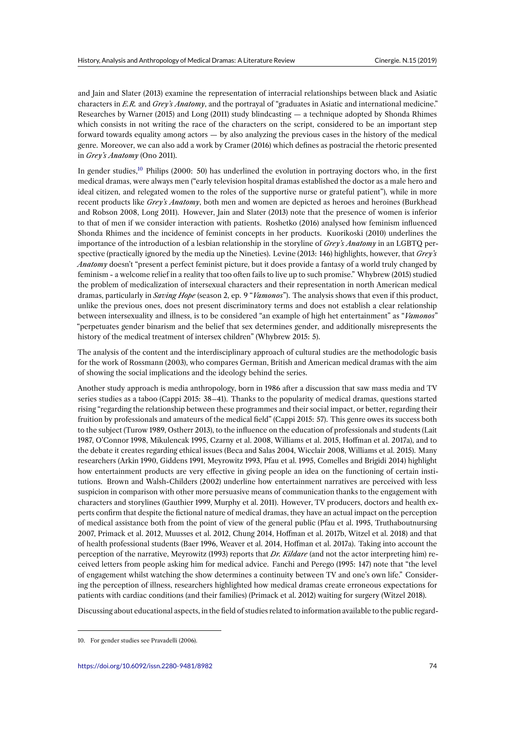and Jain and Slater (2013) examine the representation of interracial relationships between black and Asiatic characters in *E.R.* and *Grey's Anatomy*, and the portrayal of "graduates in Asiatic and international medicine." Researches by Warner (2015) and Long (2011) study blindcasting — a technique adopted by Shonda Rhimes which consists in not writing the race of the characters on the script, considered to be an important step forward towards equality among actors — by also analyzing the previous cases in the history of the medical genre. Moreover, we can also add a work by Cramer (2016) which defines as postracial the rhetoric presented in *Grey's Anatomy* (Ono 2011).

In gender studies,[10] Philips (2000: 50) has underlined the evolution in portraying doctors who, in the first medical dramas, were always men ("early television hospital dramas established the doctor as a male hero and ideal citizen, and relegated women to the roles of the supportive nurse or grateful patient"), while in more recent products like *Grey's Anatomy*, both men and women are depicted as heroes and heroines (Burkhead and Robson 2008, Long 2011). However, Jain and Slater (2013) note that the presence of women is inferior to that of men if we consider interaction with patients. Roshetko (2016) analysed how feminism influenced Shonda Rhimes and the incidence of feminist concepts in her products. Kuorikoski (2010) underlines the importance of the introduction of a lesbian relationship in the storyline of *Grey's Anatomy* in an LGBTQ perspective (practically ignored by the media up the Nineties). Levine (2013: 146) highlights, however, that *Grey's Anatomy* doesn't "present a perfect feminist picture, but it does provide a fantasy of a world truly changed by feminism - a welcome relief in a reality that too often fails to live up to such promise." Whybrew (2015) studied the problem of medicalization of intersexual characters and their representation in north American medical dramas, particularly in *Saving Hope* (season 2, ep. 9 "*Vamonos*"). The analysis shows that even if this product, unlike the previous ones, does not present discriminatory terms and does not establish a clear relationship between intersexuality and illness, is to be considered "an example of high het entertainment" as "*Vamonos*" "perpetuates gender binarism and the belief that sex determines gender, and additionally misrepresents the history of the medical treatment of intersex children" (Whybrew 2015: 5).

The analysis of the content and the interdisciplinary approach of cultural studies are the methodologic basis for the work of Rossmann (2003), who compares German, British and American medical dramas with the aim of showing the social implications and the ideology behind the series.

Another study approach is media anthropology, born in 1986 after a discussion that saw mass media and TV series studies as a taboo (Cappi 2015: 38–41). Thanks to the popularity of medical dramas, questions started rising "regarding the relationship between these programmes and their social impact, or better, regarding their fruition by professionals and amateurs of the medical field" (Cappi 2015: 57). This genre owes its success both to the subject (Turow 1989, Ostherr 2013), to the influence on the education of professionals and students (Lait 1987, O'Connor 1998, Mikulencak 1995, Czarny et al. 2008, Williams et al. 2015, Hoffman et al. 2017a), and to the debate it creates regarding ethical issues (Beca and Salas 2004, Wicclair 2008, Williams et al. 2015). Many researchers (Arkin 1990, Giddens 1991, Meyrowitz 1993, Pfau et al. 1995, Comelles and Brigidi 2014) highlight how entertainment products are very effective in giving people an idea on the functioning of certain institutions. Brown and Walsh-Childers (2002) underline how entertainment narratives are perceived with less suspicion in comparison with other more persuasive means of communication thanks to the engagement with characters and storylines (Gauthier 1999, Murphy et al. 2011). However, TV producers, doctors and health experts confirm that despite the fictional nature of medical dramas, they have an actual impact on the perception of medical assistance both from the point of view of the general public (Pfau et al. 1995, Truthaboutnursing 2007, Primack et al. 2012, Muusses et al. 2012, Chung 2014, Hoffman et al. 2017b, Witzel et al. 2018) and that of health professional students (Baer 1996, Weaver et al. 2014, Hoffman et al. 2017a). Taking into account the perception of the narrative, Meyrowitz (1993) reports that *Dr. Kildare* (and not the actor interpreting him) received letters from people asking him for medical advice. Fanchi and Perego (1995: 147) note that "the level of engagement whilst watching the show determines a continuity between TV and one's own life." Considering the perception of illness, researchers highlighted how medical dramas create erroneous expectations for patients with cardiac conditions (and their families) (Primack et al. 2012) waiting for surgery (Witzel 2018).

Discussing about educational aspects, in the field of studies related to information available to the public regard-

10. For gender studies see Pravadelli (2006).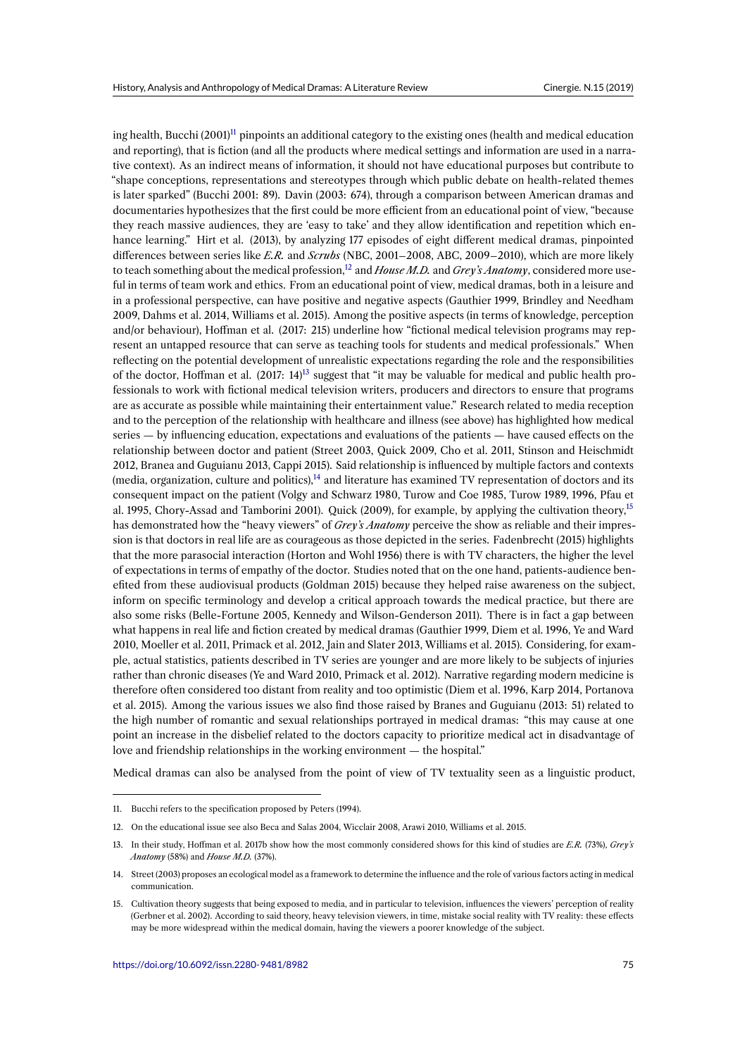ing health, Bucchi (2001)[11] pinpoints an additional category to the existing ones (health and medical education and reporting), that is fiction (and all the products where medical settings and information are used in a narrative context). As an indirect means of information, it should not have educational purposes but contribute to "shape conceptions, representations and stereotypes through which public debate on health-related themes is later sparked" (Bucchi 2001: 89). Davin (2003: 674), through a comparison between American dramas and documentaries hypothesizes that the first could be more efficient from an educational point of view, "because they reach massive audiences, they are 'easy to take' and they allow identification and repetition which enhance learning." Hirt et al. (2013), by analyzing 177 episodes of eight different medical dramas, pinpointed differences between series like *E.R.* and *Scrubs* (NBC, 2001–2008, ABC, 2009–2010), which are more likely to teach something about the medical profession,[12] and *House M.D.* and *Grey's Anatomy*, considered more useful in terms of team work and ethics. From an educational point of view, medical dramas, both in a leisure and in a professional perspective, can have positive and negative aspects (Gauthier 1999, Brindley and Needham 2009, Dahms et al. 2014, Williams et al. 2015). Among the positive aspects (in terms of knowledge, perception and/or behaviour), Hoffman et al. (2017: 215) underline how "fictional medical television programs may represent an untapped resource that can serve as teaching tools for students and medical professionals." When reflecting on the potential development of unrealistic expectations regarding the role and the responsibilities of the doctor, Hoffman et al. (2017: 14)[13] suggest that "it may be valuable for medical and public health professionals to work with fictional medical television writers, producers and directors to ensure that programs are as accurate as possible while maintaining their entertainment value." Research related to media reception and to the perception of the relationship with healthcare and illness (see above) has highlighted how medical series — by influencing education, expectations and evaluations of the patients — have caused effects on the relationship between doctor and patient (Street 2003, Quick 2009, Cho et al. 2011, Stinson and Heischmidt 2012, Branea and Guguianu 2013, Cappi 2015). Said relationship is influenced by multiple factors and contexts (media, organization, culture and politics),[14] and literature has examined TV representation of doctors and its consequent impact on the patient (Volgy and Schwarz 1980, Turow and Coe 1985, Turow 1989, 1996, Pfau et al. 1995, Chory-Assad and Tamborini 2001). Quick (2009), for example, by applying the cultivation theory,[15] has demonstrated how the "heavy viewers" of *Grey's Anatomy* perceive the show as reliable and their impression is that doctors in real life are as courageous as those depicted in the series. Fadenbrecht (2015) highlights that the more parasocial interaction (Horton and Wohl 1956) there is with TV characters, the higher the level of expectations in terms of empathy of the doctor. Studies noted that on the one hand, patients-audience benefited from these audiovisual products (Goldman 2015) because they helped raise awareness on the subject, inform on specific terminology and develop a critical approach towards the medical practice, but there are also some risks (Belle-Fortune 2005, Kennedy and Wilson-Genderson 2011). There is in fact a gap between what happens in real life and fiction created by medical dramas (Gauthier 1999, Diem et al. 1996, Ye and Ward 2010, Moeller et al. 2011, Primack et al. 2012, Jain and Slater 2013, Williams et al. 2015). Considering, for example, actual statistics, patients described in TV series are younger and are more likely to be subjects of injuries rather than chronic diseases (Ye and Ward 2010, Primack et al. 2012). Narrative regarding modern medicine is therefore often considered too distant from reality and too optimistic (Diem et al. 1996, Karp 2014, Portanova et al. 2015). Among the various issues we also find those raised by Branes and Guguianu (2013: 51) related to the high number of romantic and sexual relationships portrayed in medical dramas: "this may cause at one point an increase in the disbelief related to the doctors capacity to prioritize medical act in disadvantage of love and friendship relationships in the working environment — the hospital."

Medical dramas can also be analysed from the point of view of TV textuality seen as a linguistic product,

---

11. Bucchi refers to the specification proposed by Peters (1994).

12. On the educational issue see also Beca and Salas 2004, Wicclair 2008, Arawi 2010, Williams et al. 2015.

13. In their study, Hoffman et al. 2017b show how the most commonly considered shows for this kind of studies are *E.R.* (73%), *Grey's Anatomy* (58%) and *House M.D.* (37%).

14. Street (2003) proposes an ecological model as a framework to determine the influence and the role of various factors acting in medical communication.

15. Cultivation theory suggests that being exposed to media, and in particular to television, influences the viewers' perception of reality (Gerbner et al. 2002). According to said theory, heavy television viewers, in time, mistake social reality with TV reality: these effects may be more widespread within the medical domain, having the viewers a poorer knowledge of the subject.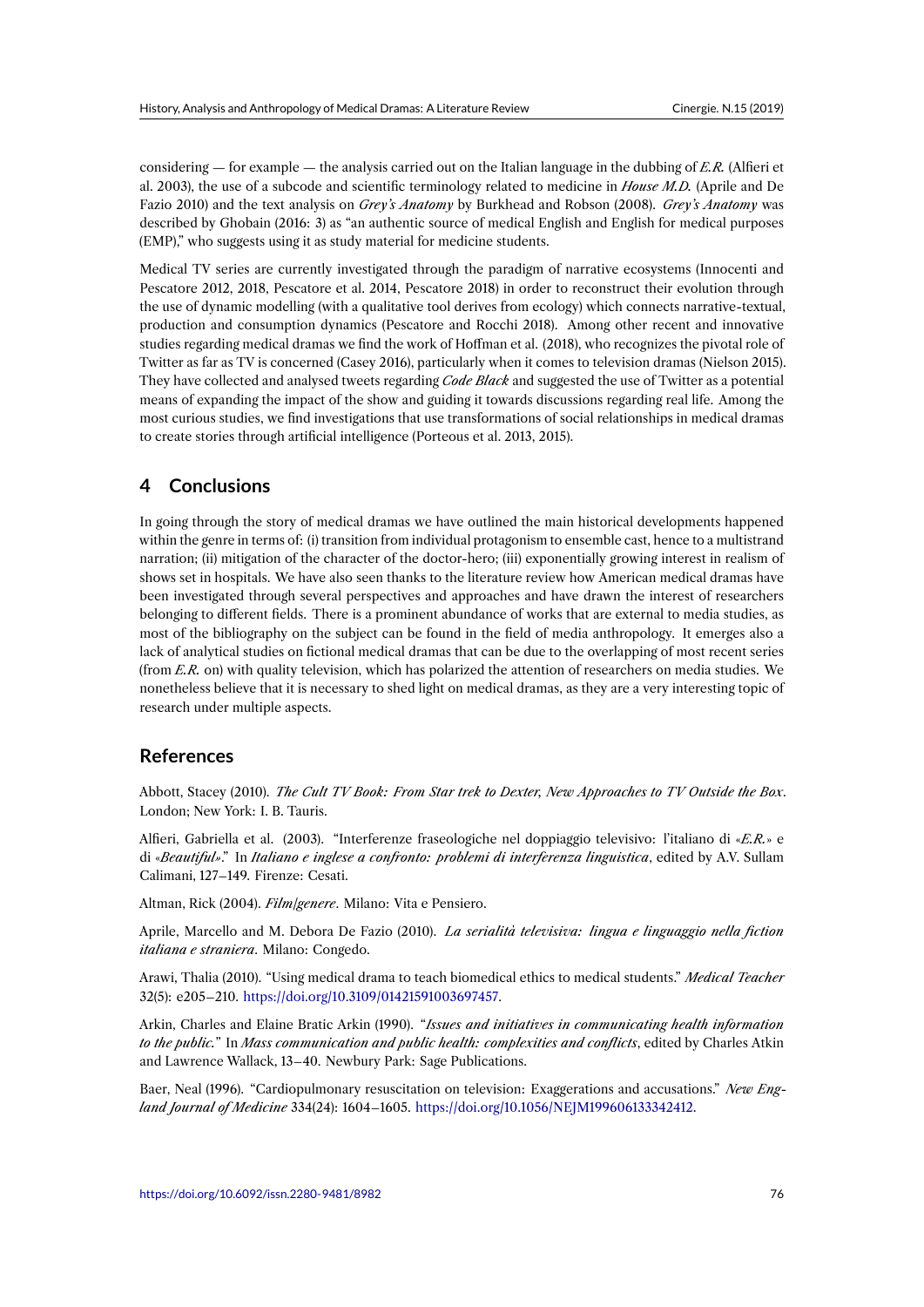considering — for example — the analysis carried out on the Italian language in the dubbing of *E.R.* (Alfieri et al. 2003), the use of a subcode and scientific terminology related to medicine in *House M.D.* (Aprile and De Fazio 2010) and the text analysis on *Grey's Anatomy* by Burkhead and Robson (2008). *Grey's Anatomy* was described by Ghobain (2016: 3) as "an authentic source of medical English and English for medical purposes (EMP)," who suggests using it as study material for medicine students.

Medical TV series are currently investigated through the paradigm of narrative ecosystems (Innocenti and Pescatore 2012, 2018, Pescatore et al. 2014, Pescatore 2018) in order to reconstruct their evolution through the use of dynamic modelling (with a qualitative tool derives from ecology) which connects narrative-textual, production and consumption dynamics (Pescatore and Rocchi 2018). Among other recent and innovative studies regarding medical dramas we find the work of Hoffman et al. (2018), who recognizes the pivotal role of Twitter as far as TV is concerned (Casey 2016), particularly when it comes to television dramas (Nielson 2015). They have collected and analysed tweets regarding *Code Black* and suggested the use of Twitter as a potential means of expanding the impact of the show and guiding it towards discussions regarding real life. Among the most curious studies, we find investigations that use transformations of social relationships in medical dramas to create stories through artificial intelligence (Porteous et al. 2013, 2015).

## 4 Conclusions

In going through the story of medical dramas we have outlined the main historical developments happened within the genre in terms of: (i) transition from individual protagonism to ensemble cast, hence to a multistrand narration; (ii) mitigation of the character of the doctor-hero; (iii) exponentially growing interest in realism of shows set in hospitals. We have also seen thanks to the literature review how American medical dramas have been investigated through several perspectives and approaches and have drawn the interest of researchers belonging to different fields. There is a prominent abundance of works that are external to media studies, as most of the bibliography on the subject can be found in the field of media anthropology. It emerges also a lack of analytical studies on fictional medical dramas that can be due to the overlapping of most recent series (from *E.R.* on) with quality television, which has polarized the attention of researchers on media studies. We nonetheless believe that it is necessary to shed light on medical dramas, as they are a very interesting topic of research under multiple aspects.

## References

Abbott, Stacey (2010). *The Cult TV Book: From Star trek to Dexter, New Approaches to TV Outside the Box*. London; New York: I. B. Tauris.

Alfieri, Gabriella et al. (2003). "Interferenze fraseologiche nel doppiaggio televisivo: l'italiano di «*E.R.*» e di «*Beautiful*»." In *Italiano e inglese a confronto: problemi di interferenza linguistica*, edited by A.V. Sullam Calimani, 127–149. Firenze: Cesati.

Altman, Rick (2004). *Film/genere*. Milano: Vita e Pensiero.

Aprile, Marcello and M. Debora De Fazio (2010). *La serialità televisiva: lingua e linguaggio nella fiction italiana e straniera*. Milano: Congedo.

Arawi, Thalia (2010). "Using medical drama to teach biomedical ethics to medical students." *Medical Teacher* 32(5): e205–210. https://doi.org/10.3109/01421591003697457.

Arkin, Charles and Elaine Bratic Arkin (1990). "*Issues and initiatives in communicating health information to the public.*" In *Mass communication and public health: complexities and conflicts*, edited by Charles Atkin and Lawrence Wallack, 13–40. Newbury Park: Sage Publications.

Baer, Neal (1996). "Cardiopulmonary resuscitation on television: Exaggerations and accusations." *New England Journal of Medicine* 334(24): 1604–1605. https://doi.org/10.1056/NEJM199606133342412.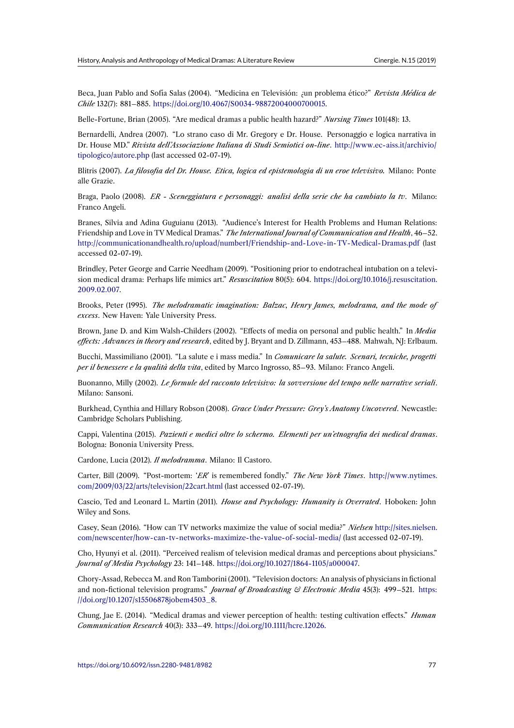Beca, Juan Pablo and Sofía Salas (2004). "Medicina en Televisión: ¿un problema ético?" *Revista Médica de Chile* 132(7): 881–885. https://doi.org/10.4067/S0034-98872004000700015.

Belle-Fortune, Brian (2005). "Are medical dramas a public health hazard?" *Nursing Times* 101(48): 13.

Bernardelli, Andrea (2007). "Lo strano caso di Mr. Gregory e Dr. House. Personaggio e logica narrativa in Dr. House MD." *Rivista dell'Associazione Italiana di Studi Semiotici on-line*. http://www.ec-aiss.it/archivio/tipologico/autore.php (last accessed 02-07-19).

Blitris (2007). *La filosofia del Dr. House. Etica, logica ed epistemologia di un eroe televisivo.* Milano: Ponte alle Grazie.

Braga, Paolo (2008). *ER - Sceneggiatura e personaggi: analisi della serie che ha cambiato la tv*. Milano: Franco Angeli.

Branes, Silvia and Adina Guguianu (2013). "Audience's Interest for Health Problems and Human Relations: Friendship and Love in TV Medical Dramas." *The International Journal of Communication and Health*, 46–52. http://communicationandhealth.ro/upload/number1/Friendship-and-Love-in-TV-Medical-Dramas.pdf (last accessed 02-07-19).

Brindley, Peter George and Carrie Needham (2009). "Positioning prior to endotracheal intubation on a television medical drama: Perhaps life mimics art." *Resuscitation* 80(5): 604. https://doi.org/10.1016/j.resuscitation.2009.02.007.

Brooks, Peter (1995). *The melodramatic imagination: Balzac, Henry James, melodrama, and the mode of excess*. New Haven: Yale University Press.

Brown, Jane D. and Kim Walsh-Childers (2002). "Effects of media on personal and public health." In *Media effects: Advances in theory and research*, edited by J. Bryant and D. Zillmann, 453–488. Mahwah, NJ: Erlbaum.

Bucchi, Massimiliano (2001). "La salute e i mass media." In *Comunicare la salute. Scenari, tecniche, progetti per il benessere e la qualità della vita*, edited by Marco Ingrosso, 85–93. Milano: Franco Angeli.

Buonanno, Milly (2002). *Le formule del racconto televisivo: la sovversione del tempo nelle narrative seriali*. Milano: Sansoni.

Burkhead, Cynthia and Hillary Robson (2008). *Grace Under Pressure: Grey's Anatomy Uncovered*. Newcastle: Cambridge Scholars Publishing.

Cappi, Valentina (2015). *Pazienti e medici oltre lo schermo. Elementi per un'etnografia dei medical dramas*. Bologna: Bononia University Press.

Cardone, Lucia (2012). *Il melodramma*. Milano: Il Castoro.

Carter, Bill (2009). "Post-mortem: '*ER*' is remembered fondly." *The New York Times*. http://www.nytimes.com/2009/03/22/arts/television/22cart.html (last accessed 02-07-19).

Cascio, Ted and Leonard L. Martin (2011). *House and Psychology: Humanity is Overrated*. Hoboken: John Wiley and Sons.

Casey, Sean (2016). "How can TV networks maximize the value of social media?" *Nielsen* http://sites.nielsen.com/newscenter/how-can-tv-networks-maximize-the-value-of-social-media/ (last accessed 02-07-19).

Cho, Hyunyi et al. (2011). "Perceived realism of television medical dramas and perceptions about physicians." *Journal of Media Psychology* 23: 141–148. https://doi.org/10.1027/1864-1105/a000047.

Chory-Assad, Rebecca M. and Ron Tamborini (2001). "Television doctors: An analysis of physicians in fictional and non-fictional television programs." *Journal of Broadcasting & Electronic Media* 45(3): 499–521. https://doi.org/10.1207/s15506878jobem4503_8.

Chung, Jae E. (2014). "Medical dramas and viewer perception of health: testing cultivation effects." *Human Communication Research* 40(3): 333–49. https://doi.org/10.1111/hcre.12026.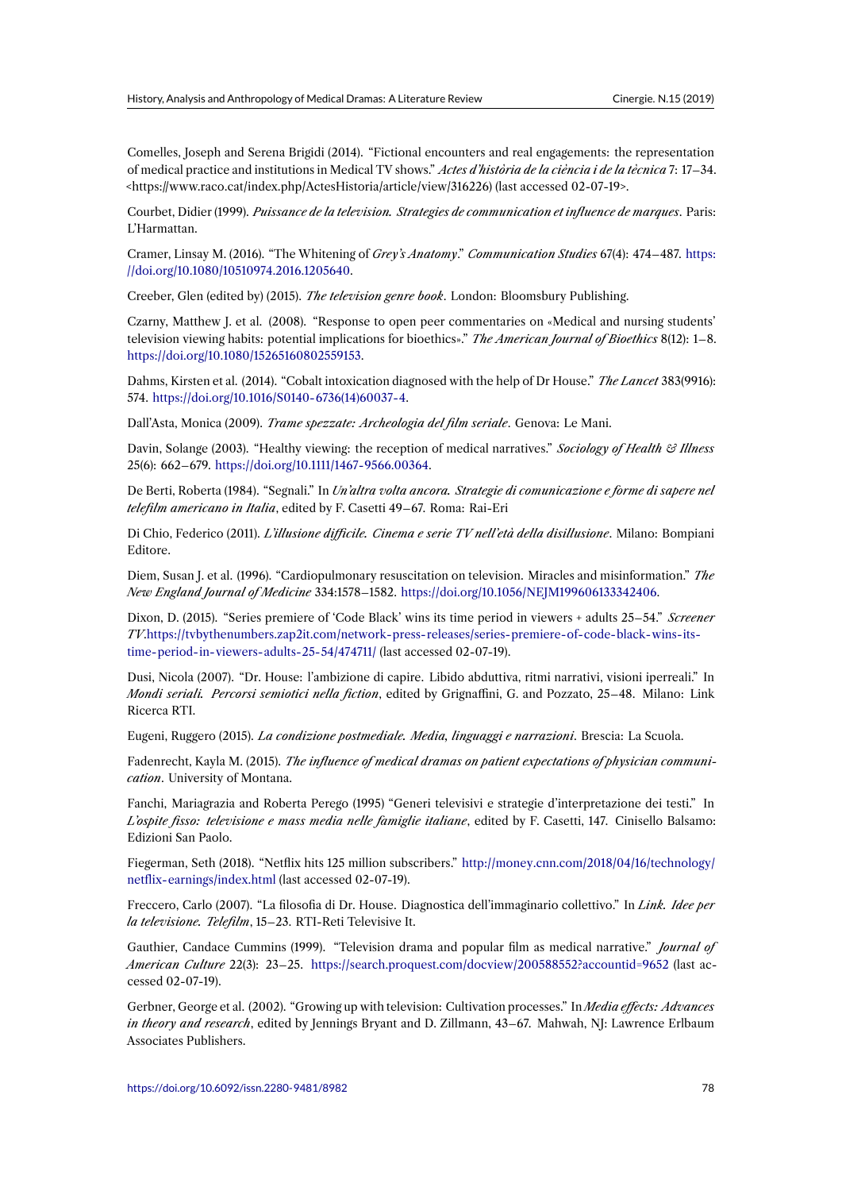Comelles, Joseph and Serena Brigidi (2014). "Fictional encounters and real engagements: the representation of medical practice and institutions in Medical TV shows." *Actes d'història de la ciència i de la tècnica* 7: 17–34. <https://www.raco.cat/index.php/ActesHistoria/article/view/316226> (last accessed 02-07-19>.

Courbet, Didier (1999). *Puissance de la television. Strategies de communication et influence de marques*. Paris: L'Harmattan.

Cramer, Linsay M. (2016). "The Whitening of *Grey's Anatomy*." *Communication Studies* 67(4): 474–487. https://doi.org/10.1080/10510974.2016.1205640.

Creeber, Glen (edited by) (2015). *The television genre book*. London: Bloomsbury Publishing.

Czarny, Matthew J. et al. (2008). "Response to open peer commentaries on «Medical and nursing students' television viewing habits: potential implications for bioethics»." *The American Journal of Bioethics* 8(12): 1–8. https://doi.org/10.1080/15265160802559153.

Dahms, Kirsten et al. (2014). "Cobalt intoxication diagnosed with the help of Dr House." *The Lancet* 383(9916): 574. https://doi.org/10.1016/S0140-6736(14)60037-4.

Dall'Asta, Monica (2009). *Trame spezzate: Archeologia del film seriale*. Genova: Le Mani.

Davin, Solange (2003). "Healthy viewing: the reception of medical narratives." *Sociology of Health & Illness* 25(6): 662–679. https://doi.org/10.1111/1467-9566.00364.

De Berti, Roberta (1984). "Segnali." In *Un'altra volta ancora. Strategie di comunicazione e forme di sapere nel telefilm americano in Italia*, edited by F. Casetti 49–67. Roma: Rai-Eri

Di Chio, Federico (2011). *L'illusione difficile. Cinema e serie TV nell'età della disillusione*. Milano: Bompiani Editore.

Diem, Susan J. et al. (1996). "Cardiopulmonary resuscitation on television. Miracles and misinformation." *The New England Journal of Medicine* 334:1578–1582. https://doi.org/10.1056/NEJM199606133342406.

Dixon, D. (2015). "Series premiere of 'Code Black' wins its time period in viewers + adults 25–54." *Screener TV*.https://tvbythenumbers.zap2it.com/network-press-releases/series-premiere-of-code-black-wins-its-time-period-in-viewers-adults-25-54/474711/ (last accessed 02-07-19).

Dusi, Nicola (2007). "Dr. House: l'ambizione di capire. Libido abduttiva, ritmi narrativi, visioni iperreali." In *Mondi seriali. Percorsi semiotici nella fiction*, edited by Grignaffini, G. and Pozzato, 25–48. Milano: Link Ricerca RTI.

Eugeni, Ruggero (2015). *La condizione postmediale. Media, linguaggi e narrazioni*. Brescia: La Scuola.

Fadenrecht, Kayla M. (2015). *The influence of medical dramas on patient expectations of physician communication*. University of Montana.

Fanchi, Mariagrazia and Roberta Perego (1995) "Generi televisivi e strategie d'interpretazione dei testi." In *L'ospite fisso: televisione e mass media nelle famiglie italiane*, edited by F. Casetti, 147. Cinisello Balsamo: Edizioni San Paolo.

Fiegerman, Seth (2018). "Netflix hits 125 million subscribers." http://money.cnn.com/2018/04/16/technology/netflix-earnings/index.html (last accessed 02-07-19).

Freccero, Carlo (2007). "La filosofia di Dr. House. Diagnostica dell'immaginario collettivo." In *Link. Idee per la televisione. Telefilm*, 15–23. RTI-Reti Televisive It.

Gauthier, Candace Cummins (1999). "Television drama and popular film as medical narrative." *Journal of American Culture* 22(3): 23–25. https://search.proquest.com/docview/200588552?accountid=9652 (last accessed 02-07-19).

Gerbner, George et al. (2002). "Growing up with television: Cultivation processes." In *Media effects: Advances in theory and research*, edited by Jennings Bryant and D. Zillmann, 43–67. Mahwah, NJ: Lawrence Erlbaum Associates Publishers.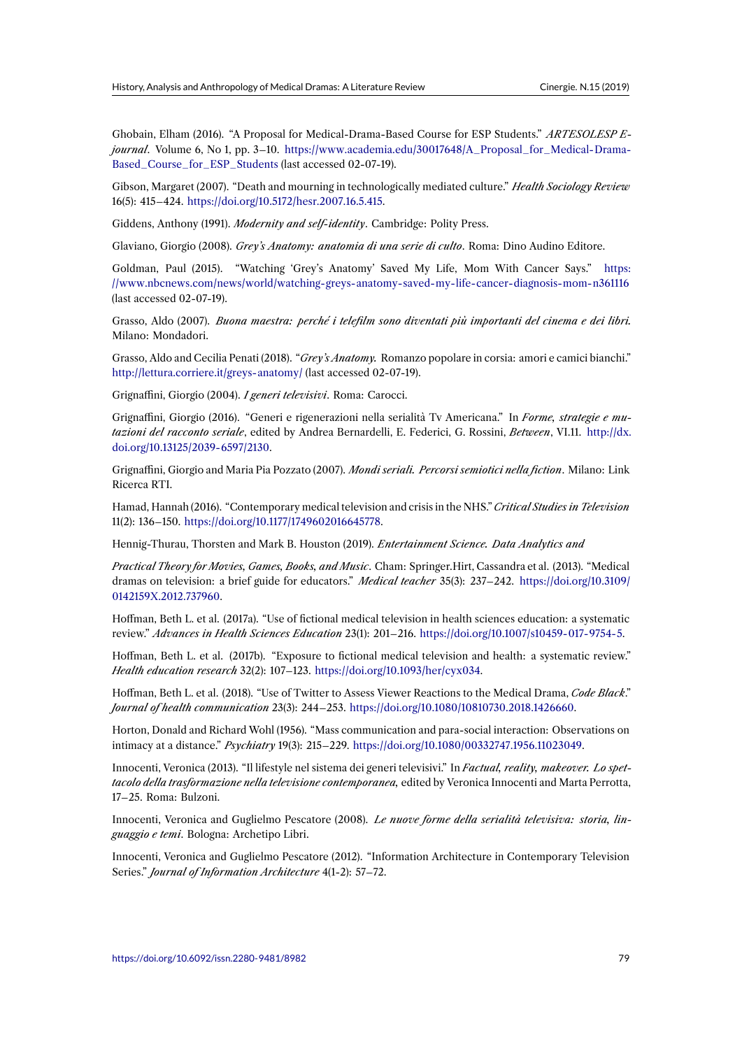Ghobain, Elham (2016). "A Proposal for Medical-Drama-Based Course for ESP Students." *ARTESOLESP E-journal*. Volume 6, No 1, pp. 3–10. https://www.academia.edu/30017648/A_Proposal_for_Medical-Drama-Based_Course_for_ESP_Students (last accessed 02-07-19).

Gibson, Margaret (2007). "Death and mourning in technologically mediated culture." *Health Sociology Review* 16(5): 415–424. https://doi.org/10.5172/hesr.2007.16.5.415.

Giddens, Anthony (1991). *Modernity and self-identity*. Cambridge: Polity Press.

Glaviano, Giorgio (2008). *Grey's Anatomy: anatomia di una serie di culto*. Roma: Dino Audino Editore.

Goldman, Paul (2015). "Watching 'Grey's Anatomy' Saved My Life, Mom With Cancer Says." https://www.nbcnews.com/news/world/watching-greys-anatomy-saved-my-life-cancer-diagnosis-mom-n361116 (last accessed 02-07-19).

Grasso, Aldo (2007). *Buona maestra: perché i telefilm sono diventati più importanti del cinema e dei libri.* Milano: Mondadori.

Grasso, Aldo and Cecilia Penati (2018). "*Grey's Anatomy.* Romanzo popolare in corsia: amori e camici bianchi." http://lettura.corriere.it/greys-anatomy/ (last accessed 02-07-19).

Grignaffini, Giorgio (2004). *I generi televisivi*. Roma: Carocci.

Grignaffini, Giorgio (2016). "Generi e rigenerazioni nella serialità Tv Americana." In *Forme, strategie e mutazioni del racconto seriale*, edited by Andrea Bernardelli, E. Federici, G. Rossini, *Between*, VI.11. http://dx.doi.org/10.13125/2039-6597/2130.

Grignaffini, Giorgio and Maria Pia Pozzato (2007). *Mondi seriali. Percorsi semiotici nella fiction*. Milano: Link Ricerca RTI.

Hamad, Hannah (2016). "Contemporary medical television and crisis in the NHS." *Critical Studies in Television* 11(2): 136–150. https://doi.org/10.1177/1749602016645778.

Hennig-Thurau, Thorsten and Mark B. Houston (2019). *Entertainment Science. Data Analytics and*

*Practical Theory for Movies, Games, Books, and Music*. Cham: Springer.Hirt, Cassandra et al. (2013). "Medical dramas on television: a brief guide for educators." *Medical teacher* 35(3): 237–242. https://doi.org/10.3109/0142159X.2012.737960.

Hoffman, Beth L. et al. (2017a). "Use of fictional medical television in health sciences education: a systematic review." *Advances in Health Sciences Education* 23(1): 201–216. https://doi.org/10.1007/s10459-017-9754-5.

Hoffman, Beth L. et al. (2017b). "Exposure to fictional medical television and health: a systematic review." *Health education research* 32(2): 107–123. https://doi.org/10.1093/her/cyx034.

Hoffman, Beth L. et al. (2018). "Use of Twitter to Assess Viewer Reactions to the Medical Drama, *Code Black*." *Journal of health communication* 23(3): 244–253. https://doi.org/10.1080/10810730.2018.1426660.

Horton, Donald and Richard Wohl (1956). "Mass communication and para-social interaction: Observations on intimacy at a distance." *Psychiatry* 19(3): 215–229. https://doi.org/10.1080/00332747.1956.11023049.

Innocenti, Veronica (2013). "Il lifestyle nel sistema dei generi televisivi." In *Factual, reality, makeover. Lo spettacolo della trasformazione nella televisione contemporanea*, edited by Veronica Innocenti and Marta Perrotta, 17–25. Roma: Bulzoni.

Innocenti, Veronica and Guglielmo Pescatore (2008). *Le nuove forme della serialità televisiva: storia, linguaggio e temi*. Bologna: Archetipo Libri.

Innocenti, Veronica and Guglielmo Pescatore (2012). "Information Architecture in Contemporary Television Series." *Journal of Information Architecture* 4(1-2): 57–72.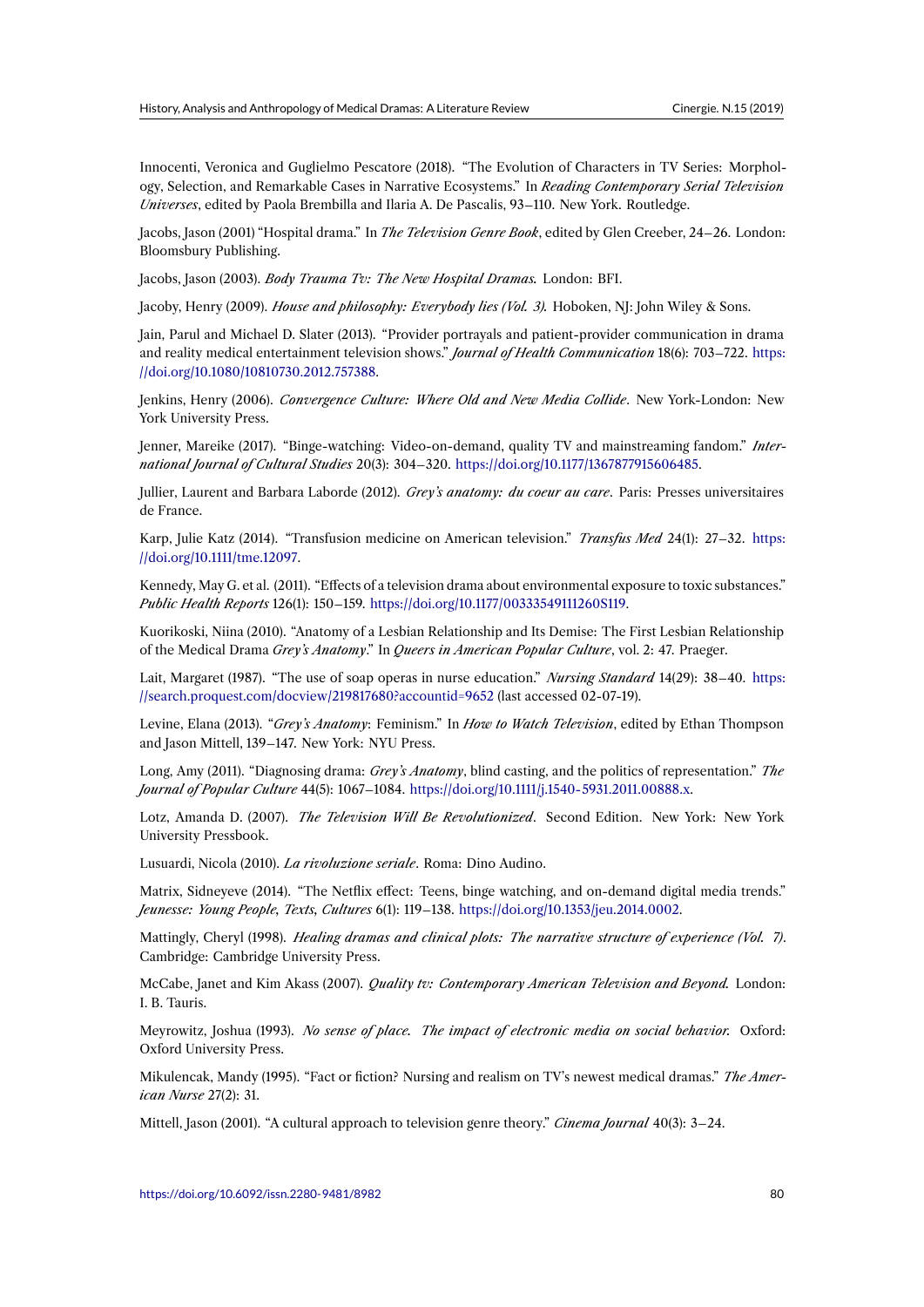Innocenti, Veronica and Guglielmo Pescatore (2018). "The Evolution of Characters in TV Series: Morphology, Selection, and Remarkable Cases in Narrative Ecosystems." In *Reading Contemporary Serial Television Universes*, edited by Paola Brembilla and Ilaria A. De Pascalis, 93–110. New York. Routledge.

Jacobs, Jason (2001) "Hospital drama." In *The Television Genre Book*, edited by Glen Creeber, 24–26. London: Bloomsbury Publishing.

Jacobs, Jason (2003). *Body Trauma Tv: The New Hospital Dramas.* London: BFI.

Jacoby, Henry (2009). *House and philosophy: Everybody lies (Vol. 3).* Hoboken, NJ: John Wiley & Sons.

Jain, Parul and Michael D. Slater (2013). "Provider portrayals and patient-provider communication in drama and reality medical entertainment television shows." *Journal of Health Communication* 18(6): 703–722. https://doi.org/10.1080/10810730.2012.757388.

Jenkins, Henry (2006). *Convergence Culture: Where Old and New Media Collide*. New York-London: New York University Press.

Jenner, Mareike (2017). "Binge-watching: Video-on-demand, quality TV and mainstreaming fandom." *International Journal of Cultural Studies* 20(3): 304–320. https://doi.org/10.1177/1367877915606485.

Jullier, Laurent and Barbara Laborde (2012). *Grey's anatomy: du coeur au care*. Paris: Presses universitaires de France.

Karp, Julie Katz (2014). "Transfusion medicine on American television." *Transfus Med* 24(1): 27–32. https://doi.org/10.1111/tme.12097.

Kennedy, May G. et al. (2011). "Effects of a television drama about environmental exposure to toxic substances." *Public Health Reports* 126(1): 150–159. https://doi.org/10.1177/00333549111260S119.

Kuorikoski, Niina (2010). "Anatomy of a Lesbian Relationship and Its Demise: The First Lesbian Relationship of the Medical Drama *Grey's Anatomy*." In *Queers in American Popular Culture*, vol. 2: 47. Praeger.

Lait, Margaret (1987). "The use of soap operas in nurse education." *Nursing Standard* 14(29): 38–40. https://search.proquest.com/docview/219817680?accountid=9652 (last accessed 02-07-19).

Levine, Elana (2013). "*Grey's Anatomy*: Feminism." In *How to Watch Television*, edited by Ethan Thompson and Jason Mittell, 139–147. New York: NYU Press.

Long, Amy (2011). "Diagnosing drama: *Grey's Anatomy*, blind casting, and the politics of representation." *The Journal of Popular Culture* 44(5): 1067–1084. https://doi.org/10.1111/j.1540-5931.2011.00888.x.

Lotz, Amanda D. (2007). *The Television Will Be Revolutionized*. Second Edition. New York: New York University Pressbook.

Lusuardi, Nicola (2010). *La rivoluzione seriale*. Roma: Dino Audino.

Matrix, Sidneyeve (2014). "The Netflix effect: Teens, binge watching, and on-demand digital media trends." *Jeunesse: Young People, Texts, Cultures* 6(1): 119–138. https://doi.org/10.1353/jeu.2014.0002.

Mattingly, Cheryl (1998). *Healing dramas and clinical plots: The narrative structure of experience (Vol. 7)*. Cambridge: Cambridge University Press.

McCabe, Janet and Kim Akass (2007). *Quality tv: Contemporary American Television and Beyond.* London: I. B. Tauris.

Meyrowitz, Joshua (1993). *No sense of place. The impact of electronic media on social behavior.* Oxford: Oxford University Press.

Mikulencak, Mandy (1995). "Fact or fiction? Nursing and realism on TV's newest medical dramas." *The American Nurse* 27(2): 31.

Mittell, Jason (2001). "A cultural approach to television genre theory." *Cinema Journal* 40(3): 3–24.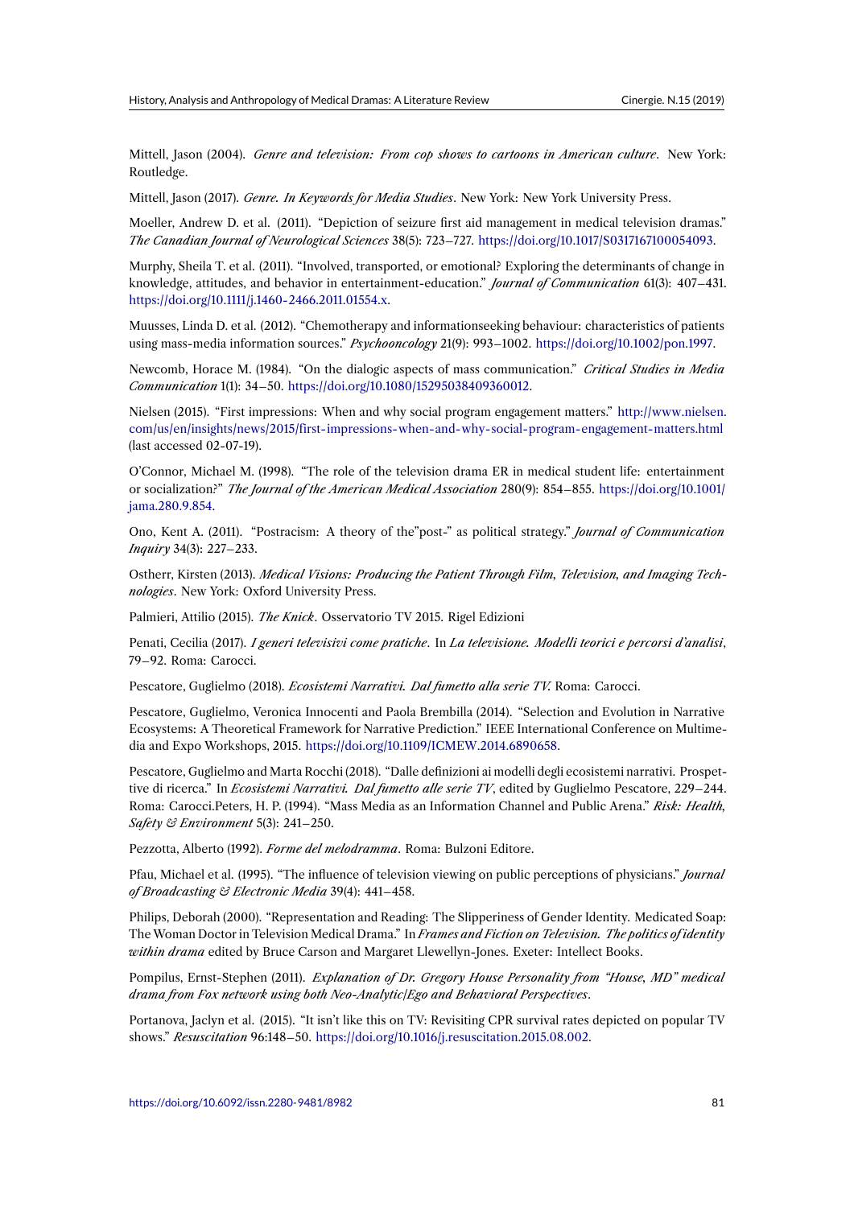Mittell, Jason (2004). *Genre and television: From cop shows to cartoons in American culture*. New York: Routledge.

Mittell, Jason (2017). *Genre. In Keywords for Media Studies*. New York: New York University Press.

Moeller, Andrew D. et al. (2011). "Depiction of seizure first aid management in medical television dramas." *The Canadian Journal of Neurological Sciences* 38(5): 723–727. https://doi.org/10.1017/S0317167100054093.

Murphy, Sheila T. et al. (2011). "Involved, transported, or emotional? Exploring the determinants of change in knowledge, attitudes, and behavior in entertainment-education." *Journal of Communication* 61(3): 407–431. https://doi.org/10.1111/j.1460-2466.2011.01554.x.

Muusses, Linda D. et al. (2012). "Chemotherapy and informationseeking behaviour: characteristics of patients using mass-media information sources." *Psychooncology* 21(9): 993–1002. https://doi.org/10.1002/pon.1997.

Newcomb, Horace M. (1984). "On the dialogic aspects of mass communication." *Critical Studies in Media Communication* 1(1): 34–50. https://doi.org/10.1080/15295038409360012.

Nielsen (2015). "First impressions: When and why social program engagement matters." http://www.nielsen.com/us/en/insights/news/2015/first-impressions-when-and-why-social-program-engagement-matters.html (last accessed 02-07-19).

O'Connor, Michael M. (1998). "The role of the television drama ER in medical student life: entertainment or socialization?" *The Journal of the American Medical Association* 280(9): 854–855. https://doi.org/10.1001/jama.280.9.854.

Ono, Kent A. (2011). "Postracism: A theory of the"post-" as political strategy." *Journal of Communication Inquiry* 34(3): 227–233.

Ostherr, Kirsten (2013). *Medical Visions: Producing the Patient Through Film, Television, and Imaging Technologies*. New York: Oxford University Press.

Palmieri, Attilio (2015). *The Knick*. Osservatorio TV 2015. Rigel Edizioni

Penati, Cecilia (2017). *I generi televisivi come pratiche*. In *La televisione. Modelli teorici e percorsi d'analisi*, 79–92. Roma: Carocci.

Pescatore, Guglielmo (2018). *Ecosistemi Narrativi. Dal fumetto alla serie TV.* Roma: Carocci.

Pescatore, Guglielmo, Veronica Innocenti and Paola Brembilla (2014). "Selection and Evolution in Narrative Ecosystems: A Theoretical Framework for Narrative Prediction." IEEE International Conference on Multimedia and Expo Workshops, 2015. https://doi.org/10.1109/ICMEW.2014.6890658.

Pescatore, Guglielmo and Marta Rocchi (2018). "Dalle definizioni ai modelli degli ecosistemi narrativi. Prospettive di ricerca." In *Ecosistemi Narrativi. Dal fumetto alle serie TV*, edited by Guglielmo Pescatore, 229–244. Roma: Carocci.Peters, H. P. (1994). "Mass Media as an Information Channel and Public Arena." *Risk: Health, Safety & Environment* 5(3): 241–250.

Pezzotta, Alberto (1992). *Forme del melodramma*. Roma: Bulzoni Editore.

Pfau, Michael et al. (1995). "The influence of television viewing on public perceptions of physicians." *Journal of Broadcasting & Electronic Media* 39(4): 441–458.

Philips, Deborah (2000). "Representation and Reading: The Slipperiness of Gender Identity. Medicated Soap: The Woman Doctor in Television Medical Drama." In *Frames and Fiction on Television. The politics of identity within drama* edited by Bruce Carson and Margaret Llewellyn-Jones. Exeter: Intellect Books.

Pompilus, Ernst-Stephen (2011). *Explanation of Dr. Gregory House Personality from "House, MD" medical drama from Fox network using both Neo-Analytic/Ego and Behavioral Perspectives*.

Portanova, Jaclyn et al. (2015). "It isn't like this on TV: Revisiting CPR survival rates depicted on popular TV shows." *Resuscitation* 96:148–50. https://doi.org/10.1016/j.resuscitation.2015.08.002.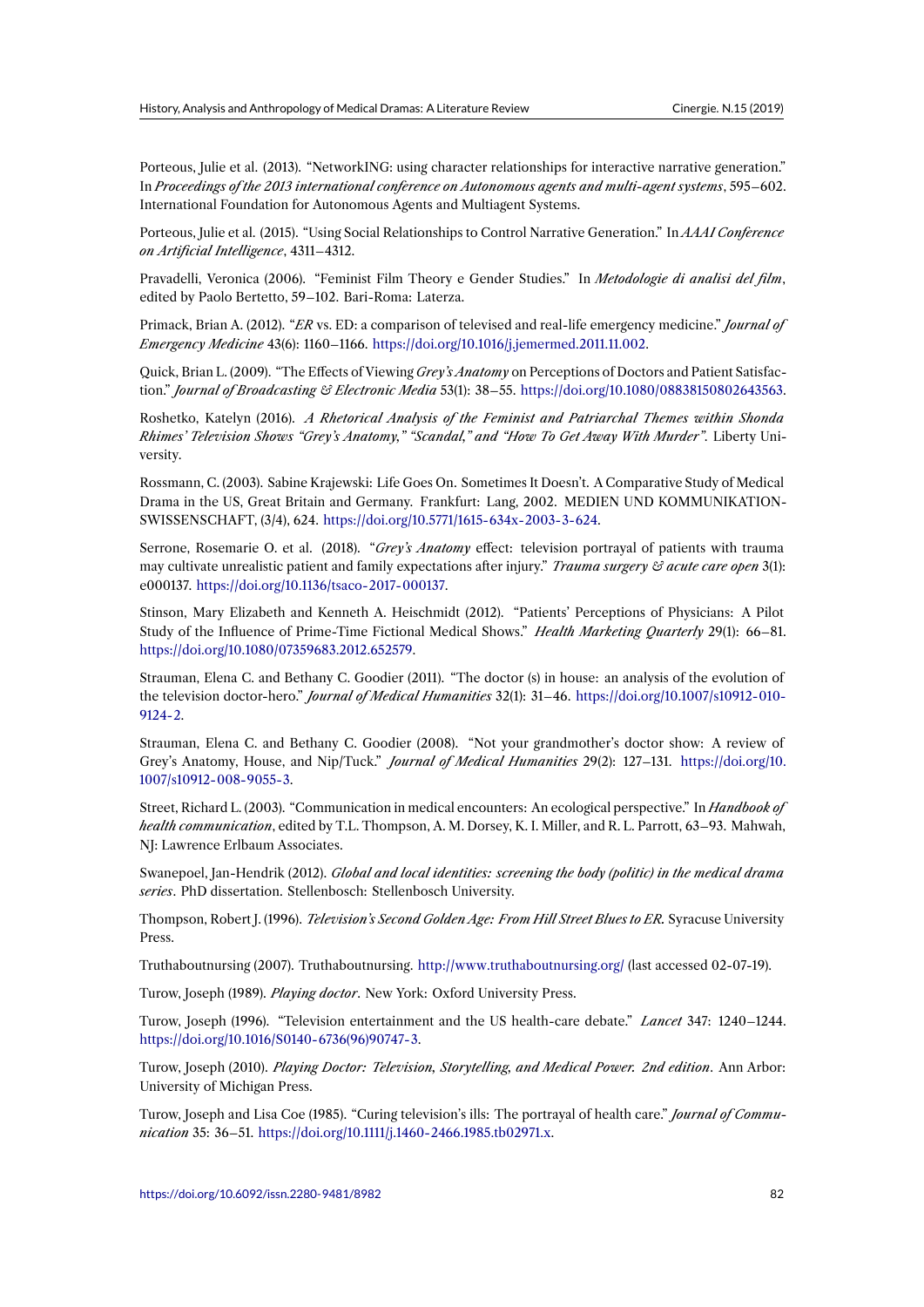Porteous, Julie et al. (2013). "NetworkING: using character relationships for interactive narrative generation." In *Proceedings of the 2013 international conference on Autonomous agents and multi-agent systems*, 595–602. International Foundation for Autonomous Agents and Multiagent Systems.

Porteous, Julie et al. (2015). "Using Social Relationships to Control Narrative Generation." In *AAAI Conference on Artificial Intelligence*, 4311–4312.

Pravadelli, Veronica (2006). "Feminist Film Theory e Gender Studies." In *Metodologie di analisi del film*, edited by Paolo Bertetto, 59–102. Bari-Roma: Laterza.

Primack, Brian A. (2012). "*ER* vs. ED: a comparison of televised and real-life emergency medicine." *Journal of Emergency Medicine* 43(6): 1160–1166. https://doi.org/10.1016/j.jemermed.2011.11.002.

Quick, Brian L. (2009). "The Effects of Viewing *Grey's Anatomy* on Perceptions of Doctors and Patient Satisfaction." *Journal of Broadcasting & Electronic Media* 53(1): 38–55. https://doi.org/10.1080/08838150802643563.

Roshetko, Katelyn (2016). *A Rhetorical Analysis of the Feminist and Patriarchal Themes within Shonda Rhimes' Television Shows "Grey's Anatomy," "Scandal," and "How To Get Away With Murder"*. Liberty University.

Rossmann, C. (2003). Sabine Krajewski: Life Goes On. Sometimes It Doesn't. A Comparative Study of Medical Drama in the US, Great Britain and Germany. Frankfurt: Lang, 2002. MEDIEN UND KOMMUNIKATIONSWISSENSCHAFT, (3/4), 624. https://doi.org/10.5771/1615-634x-2003-3-624.

Serrone, Rosemarie O. et al. (2018). "*Grey's Anatomy* effect: television portrayal of patients with trauma may cultivate unrealistic patient and family expectations after injury." *Trauma surgery & acute care open* 3(1): e000137. https://doi.org/10.1136/tsaco-2017-000137.

Stinson, Mary Elizabeth and Kenneth A. Heischmidt (2012). "Patients' Perceptions of Physicians: A Pilot Study of the Influence of Prime-Time Fictional Medical Shows." *Health Marketing Quarterly* 29(1): 66–81. https://doi.org/10.1080/07359683.2012.652579.

Strauman, Elena C. and Bethany C. Goodier (2011). "The doctor (s) in house: an analysis of the evolution of the television doctor-hero." *Journal of Medical Humanities* 32(1): 31–46. https://doi.org/10.1007/s10912-010-9124-2.

Strauman, Elena C. and Bethany C. Goodier (2008). "Not your grandmother's doctor show: A review of Grey's Anatomy, House, and Nip/Tuck." *Journal of Medical Humanities* 29(2): 127–131. https://doi.org/10.1007/s10912-008-9055-3.

Street, Richard L. (2003). "Communication in medical encounters: An ecological perspective." In *Handbook of health communication*, edited by T.L. Thompson, A. M. Dorsey, K. I. Miller, and R. L. Parrott, 63–93. Mahwah, NJ: Lawrence Erlbaum Associates.

Swanepoel, Jan-Hendrik (2012). *Global and local identities: screening the body (politic) in the medical drama series*. PhD dissertation. Stellenbosch: Stellenbosch University.

Thompson, Robert J. (1996). *Television's Second Golden Age: From Hill Street Blues to ER.* Syracuse University Press.

Truthaboutnursing (2007). Truthaboutnursing. http://www.truthaboutnursing.org/ (last accessed 02-07-19).

Turow, Joseph (1989). *Playing doctor*. New York: Oxford University Press.

Turow, Joseph (1996). "Television entertainment and the US health-care debate." *Lancet* 347: 1240–1244. https://doi.org/10.1016/S0140-6736(96)90747-3.

Turow, Joseph (2010). *Playing Doctor: Television, Storytelling, and Medical Power. 2nd edition*. Ann Arbor: University of Michigan Press.

Turow, Joseph and Lisa Coe (1985). "Curing television's ills: The portrayal of health care." *Journal of Communication* 35: 36–51. https://doi.org/10.1111/j.1460-2466.1985.tb02971.x.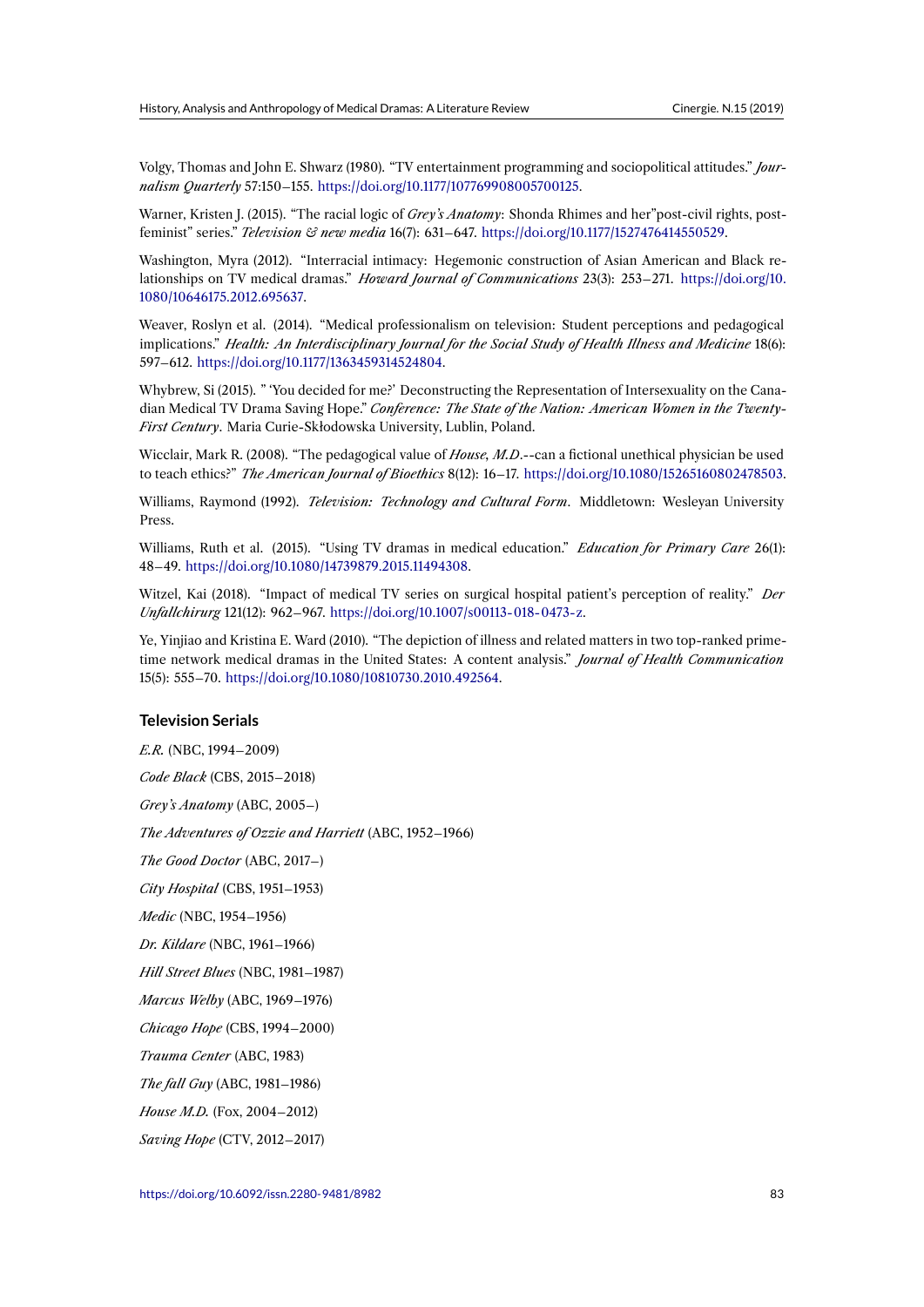Volgy, Thomas and John E. Shwarz (1980). “TV entertainment programming and sociopolitical attitudes.” *Journalism Quarterly* 57:150–155. https://doi.org/10.1177/107769908005700125.

Warner, Kristen J. (2015). “The racial logic of *Grey's Anatomy*: Shonda Rhimes and her”post-civil rights, post-feminist” series.” *Television & new media* 16(7): 631–647. https://doi.org/10.1177/1527476414550529.

Washington, Myra (2012). “Interracial intimacy: Hegemonic construction of Asian American and Black relationships on TV medical dramas.” *Howard Journal of Communications* 23(3): 253–271. https://doi.org/10.1080/10646175.2012.695637.

Weaver, Roslyn et al. (2014). “Medical professionalism on television: Student perceptions and pedagogical implications.” *Health: An Interdisciplinary Journal for the Social Study of Health Illness and Medicine* 18(6): 597–612. https://doi.org/10.1177/1363459314524804.

Whybrew, Si (2015). " ‘You decided for me?' Deconstructing the Representation of Intersexuality on the Canadian Medical TV Drama Saving Hope.” *Conference: The State of the Nation: American Women in the Twenty-First Century*. Maria Curie-Skłodowska University, Lublin, Poland.

Wicclair, Mark R. (2008). “The pedagogical value of *House, M.D*.--can a fictional unethical physician be used to teach ethics?” *The American Journal of Bioethics* 8(12): 16–17. https://doi.org/10.1080/15265160802478503.

Williams, Raymond (1992). *Television: Technology and Cultural Form*. Middletown: Wesleyan University Press.

Williams, Ruth et al. (2015). “Using TV dramas in medical education.” *Education for Primary Care* 26(1): 48–49. https://doi.org/10.1080/14739879.2015.11494308.

Witzel, Kai (2018). “Impact of medical TV series on surgical hospital patient's perception of reality.” *Der Unfallchirurg* 121(12): 962–967. https://doi.org/10.1007/s00113-018-0473-z.

Ye, Yinjiao and Kristina E. Ward (2010). “The depiction of illness and related matters in two top-ranked prime-time network medical dramas in the United States: A content analysis.” *Journal of Health Communication* 15(5): 555–70. https://doi.org/10.1080/10810730.2010.492564.

### Television Serials

*E.R.* (NBC, 1994–2009)

*Code Black* (CBS, 2015–2018)

*Grey's Anatomy* (ABC, 2005–)

*The Adventures of Ozzie and Harriett* (ABC, 1952–1966)

*The Good Doctor* (ABC, 2017–)

*City Hospital* (CBS, 1951–1953)

*Medic* (NBC, 1954–1956)

*Dr. Kildare* (NBC, 1961–1966)

*Hill Street Blues* (NBC, 1981–1987)

*Marcus Welby* (ABC, 1969–1976)

*Chicago Hope* (CBS, 1994–2000)

*Trauma Center* (ABC, 1983)

*The fall Guy* (ABC, 1981–1986)

*House M.D.* (Fox, 2004–2012)

*Saving Hope* (CTV, 2012–2017)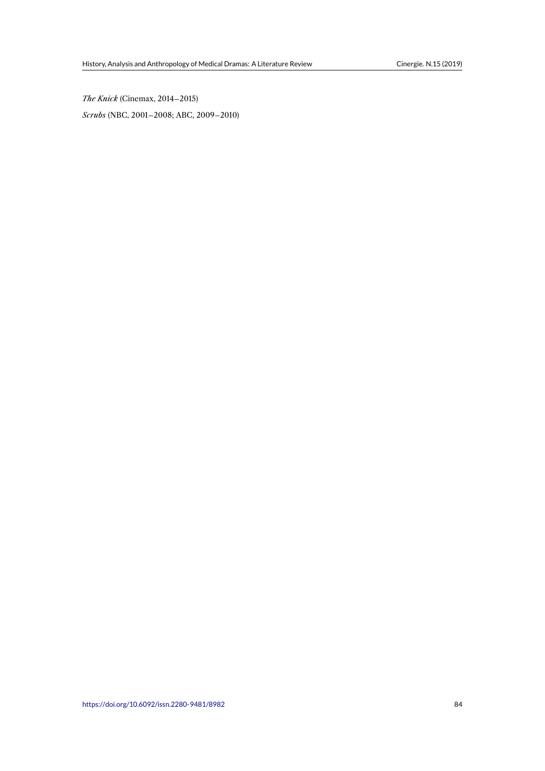*The Knick* (Cinemax, 2014–2015)

*Scrubs* (NBC, 2001–2008; ABC, 2009–2010)